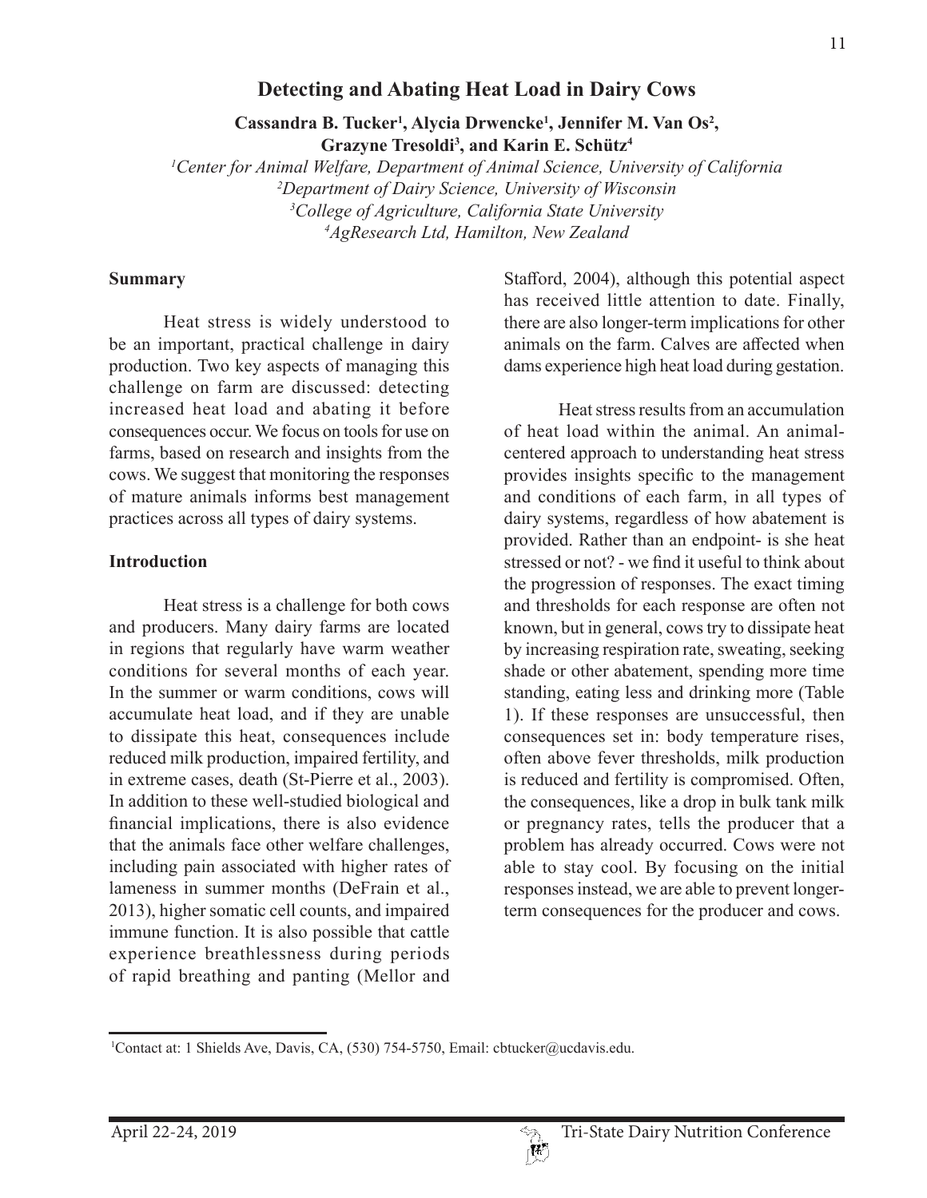# Detecting and Abating Heat Load in Dairy Cows

**Cassandra B. Tucker[1], Alycia Drwencke[1], Jennifer M. Van Os[2], Grazyne Tresoldi[3], and Karin E. Schütz[4]**

*[1]Center for Animal Welfare, Department of Animal Science, University of California*
*[2]Department of Dairy Science, University of Wisconsin*
*[3]College of Agriculture, California State University*
*[4]AgResearch Ltd, Hamilton, New Zealand*

## Summary

Heat stress is widely understood to be an important, practical challenge in dairy production. Two key aspects of managing this challenge on farm are discussed: detecting increased heat load and abating it before consequences occur. We focus on tools for use on farms, based on research and insights from the cows. We suggest that monitoring the responses of mature animals informs best management practices across all types of dairy systems.

## Introduction

Heat stress is a challenge for both cows and producers. Many dairy farms are located in regions that regularly have warm weather conditions for several months of each year. In the summer or warm conditions, cows will accumulate heat load, and if they are unable to dissipate this heat, consequences include reduced milk production, impaired fertility, and in extreme cases, death (St-Pierre et al., 2003). In addition to these well-studied biological and financial implications, there is also evidence that the animals face other welfare challenges, including pain associated with higher rates of lameness in summer months (DeFrain et al., 2013), higher somatic cell counts, and impaired immune function. It is also possible that cattle experience breathlessness during periods of rapid breathing and panting (Mellor and Stafford, 2004), although this potential aspect has received little attention to date. Finally, there are also longer-term implications for other animals on the farm. Calves are affected when dams experience high heat load during gestation.

Heat stress results from an accumulation of heat load within the animal. An animal-centered approach to understanding heat stress provides insights specific to the management and conditions of each farm, in all types of dairy systems, regardless of how abatement is provided. Rather than an endpoint- is she heat stressed or not? - we find it useful to think about the progression of responses. The exact timing and thresholds for each response are often not known, but in general, cows try to dissipate heat by increasing respiration rate, sweating, seeking shade or other abatement, spending more time standing, eating less and drinking more (Table 1). If these responses are unsuccessful, then consequences set in: body temperature rises, often above fever thresholds, milk production is reduced and fertility is compromised. Often, the consequences, like a drop in bulk tank milk or pregnancy rates, tells the producer that a problem has already occurred. Cows were not able to stay cool. By focusing on the initial responses instead, we are able to prevent longer-term consequences for the producer and cows.

---

[1]Contact at: 1 Shields Ave, Davis, CA, (530) 754-5750, Email: cbtucker@ucdavis.edu.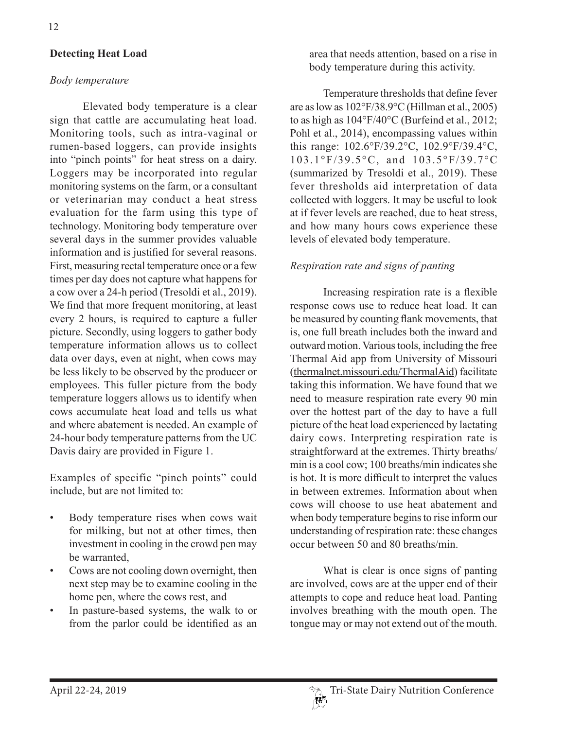## Detecting Heat Load

### *Body temperature*

Elevated body temperature is a clear sign that cattle are accumulating heat load. Monitoring tools, such as intra-vaginal or rumen-based loggers, can provide insights into "pinch points" for heat stress on a dairy. Loggers may be incorporated into regular monitoring systems on the farm, or a consultant or veterinarian may conduct a heat stress evaluation for the farm using this type of technology. Monitoring body temperature over several days in the summer provides valuable information and is justified for several reasons. First, measuring rectal temperature once or a few times per day does not capture what happens for a cow over a 24-h period (Tresoldi et al., 2019). We find that more frequent monitoring, at least every 2 hours, is required to capture a fuller picture. Secondly, using loggers to gather body temperature information allows us to collect data over days, even at night, when cows may be less likely to be observed by the producer or employees. This fuller picture from the body temperature loggers allows us to identify when cows accumulate heat load and tells us what and where abatement is needed. An example of 24-hour body temperature patterns from the UC Davis dairy are provided in Figure 1.

Examples of specific "pinch points" could include, but are not limited to:

- Body temperature rises when cows wait for milking, but not at other times, then investment in cooling in the crowd pen may be warranted,
- Cows are not cooling down overnight, then next step may be to examine cooling in the home pen, where the cows rest, and
- In pasture-based systems, the walk to or from the parlor could be identified as an area that needs attention, based on a rise in body temperature during this activity.

Temperature thresholds that define fever are as low as 102°F/38.9°C (Hillman et al., 2005) to as high as 104°F/40°C (Burfeind et al., 2012; Pohl et al., 2014), encompassing values within this range: 102.6°F/39.2°C, 102.9°F/39.4°C, 103.1°F/39.5°C, and 103.5°F/39.7°C (summarized by Tresoldi et al., 2019). These fever thresholds aid interpretation of data collected with loggers. It may be useful to look at if fever levels are reached, due to heat stress, and how many hours cows experience these levels of elevated body temperature.

### *Respiration rate and signs of panting*

Increasing respiration rate is a flexible response cows use to reduce heat load. It can be measured by counting flank movements, that is, one full breath includes both the inward and outward motion. Various tools, including the free Thermal Aid app from University of Missouri (thermalnet.missouri.edu/ThermalAid) facilitate taking this information. We have found that we need to measure respiration rate every 90 min over the hottest part of the day to have a full picture of the heat load experienced by lactating dairy cows. Interpreting respiration rate is straightforward at the extremes. Thirty breaths/min is a cool cow; 100 breaths/min indicates she is hot. It is more difficult to interpret the values in between extremes. Information about when cows will choose to use heat abatement and when body temperature begins to rise inform our understanding of respiration rate: these changes occur between 50 and 80 breaths/min.

What is clear is once signs of panting are involved, cows are at the upper end of their attempts to cope and reduce heat load. Panting involves breathing with the mouth open. The tongue may or may not extend out of the mouth.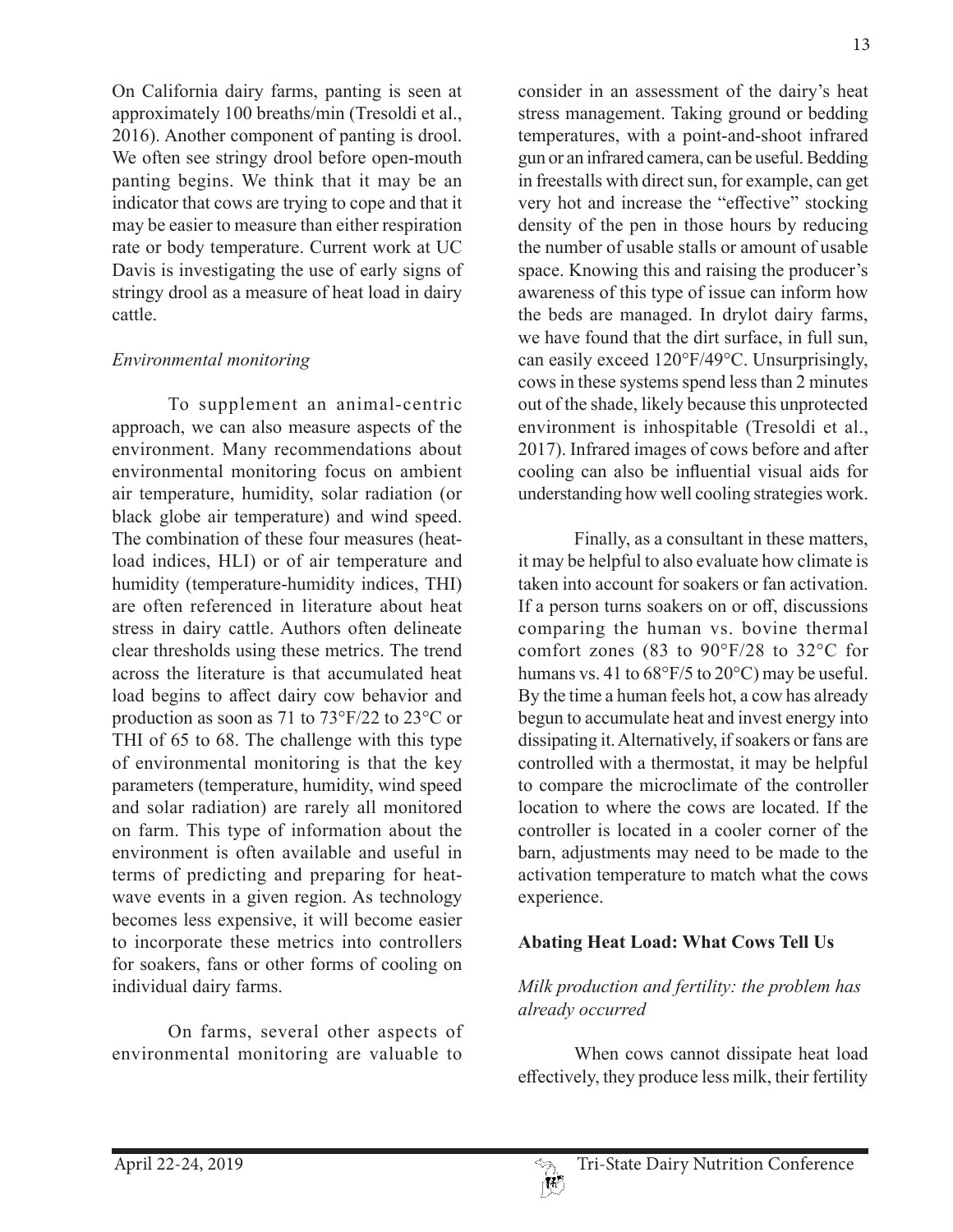On California dairy farms, panting is seen at approximately 100 breaths/min (Tresoldi et al., 2016). Another component of panting is drool. We often see stringy drool before open-mouth panting begins. We think that it may be an indicator that cows are trying to cope and that it may be easier to measure than either respiration rate or body temperature. Current work at UC Davis is investigating the use of early signs of stringy drool as a measure of heat load in dairy cattle.

*Environmental monitoring*

To supplement an animal-centric approach, we can also measure aspects of the environment. Many recommendations about environmental monitoring focus on ambient air temperature, humidity, solar radiation (or black globe air temperature) and wind speed. The combination of these four measures (heat-load indices, HLI) or of air temperature and humidity (temperature-humidity indices, THI) are often referenced in literature about heat stress in dairy cattle. Authors often delineate clear thresholds using these metrics. The trend across the literature is that accumulated heat load begins to affect dairy cow behavior and production as soon as 71 to 73°F/22 to 23°C or THI of 65 to 68. The challenge with this type of environmental monitoring is that the key parameters (temperature, humidity, wind speed and solar radiation) are rarely all monitored on farm. This type of information about the environment is often available and useful in terms of predicting and preparing for heat-wave events in a given region. As technology becomes less expensive, it will become easier to incorporate these metrics into controllers for soakers, fans or other forms of cooling on individual dairy farms.

On farms, several other aspects of environmental monitoring are valuable to consider in an assessment of the dairy's heat stress management. Taking ground or bedding temperatures, with a point-and-shoot infrared gun or an infrared camera, can be useful. Bedding in freestalls with direct sun, for example, can get very hot and increase the "effective" stocking density of the pen in those hours by reducing the number of usable stalls or amount of usable space. Knowing this and raising the producer's awareness of this type of issue can inform how the beds are managed. In drylot dairy farms, we have found that the dirt surface, in full sun, can easily exceed 120°F/49°C. Unsurprisingly, cows in these systems spend less than 2 minutes out of the shade, likely because this unprotected environment is inhospitable (Tresoldi et al., 2017). Infrared images of cows before and after cooling can also be influential visual aids for understanding how well cooling strategies work.

Finally, as a consultant in these matters, it may be helpful to also evaluate how climate is taken into account for soakers or fan activation. If a person turns soakers on or off, discussions comparing the human vs. bovine thermal comfort zones (83 to 90°F/28 to 32°C for humans vs. 41 to 68°F/5 to 20°C) may be useful. By the time a human feels hot, a cow has already begun to accumulate heat and invest energy into dissipating it. Alternatively, if soakers or fans are controlled with a thermostat, it may be helpful to compare the microclimate of the controller location to where the cows are located. If the controller is located in a cooler corner of the barn, adjustments may need to be made to the activation temperature to match what the cows experience.

## Abating Heat Load: What Cows Tell Us

*Milk production and fertility: the problem has already occurred*

When cows cannot dissipate heat load effectively, they produce less milk, their fertility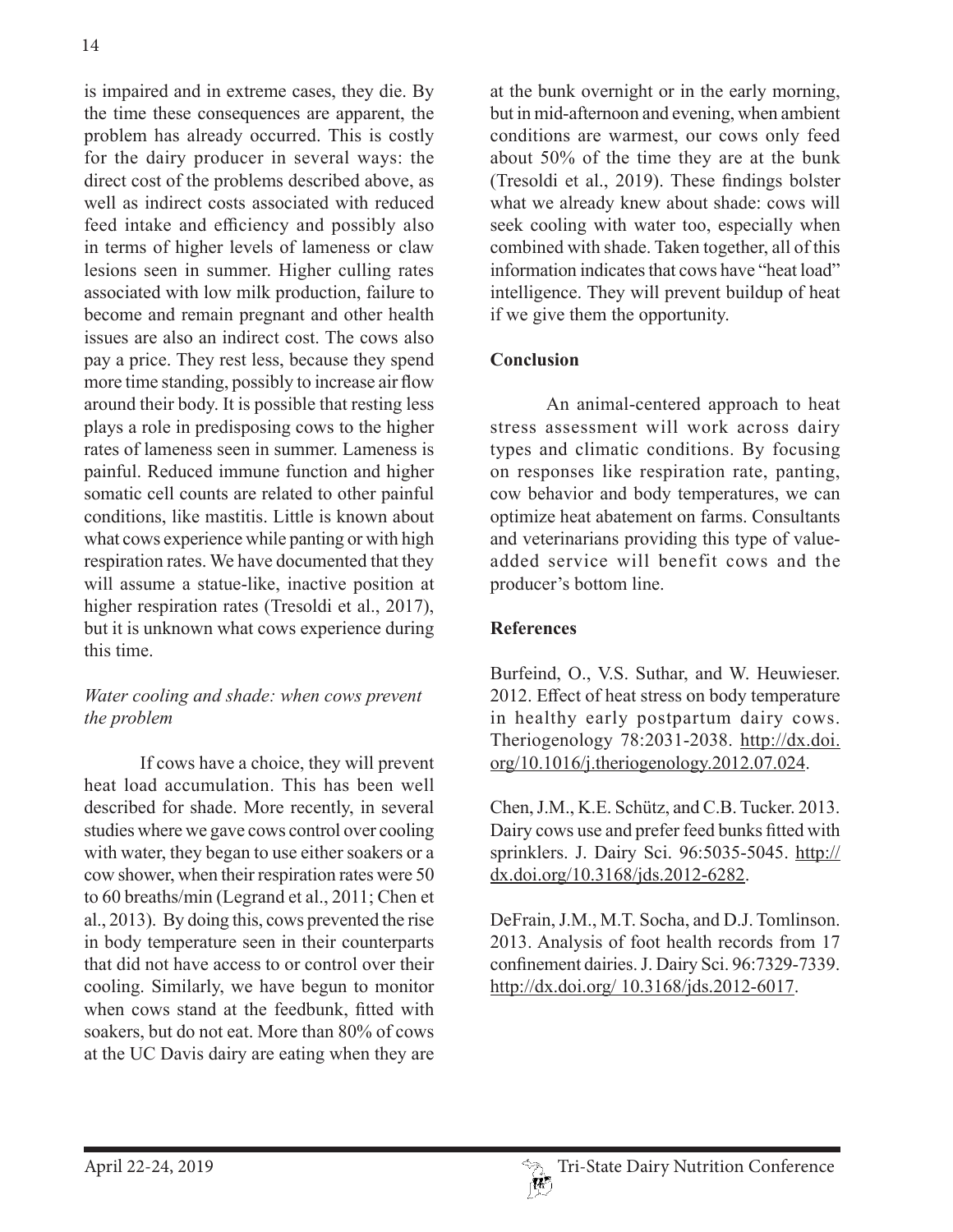is impaired and in extreme cases, they die. By the time these consequences are apparent, the problem has already occurred. This is costly for the dairy producer in several ways: the direct cost of the problems described above, as well as indirect costs associated with reduced feed intake and efficiency and possibly also in terms of higher levels of lameness or claw lesions seen in summer. Higher culling rates associated with low milk production, failure to become and remain pregnant and other health issues are also an indirect cost. The cows also pay a price. They rest less, because they spend more time standing, possibly to increase air flow around their body. It is possible that resting less plays a role in predisposing cows to the higher rates of lameness seen in summer. Lameness is painful. Reduced immune function and higher somatic cell counts are related to other painful conditions, like mastitis. Little is known about what cows experience while panting or with high respiration rates. We have documented that they will assume a statue-like, inactive position at higher respiration rates (Tresoldi et al., 2017), but it is unknown what cows experience during this time.

*Water cooling and shade: when cows prevent the problem*

If cows have a choice, they will prevent heat load accumulation. This has been well described for shade. More recently, in several studies where we gave cows control over cooling with water, they began to use either soakers or a cow shower, when their respiration rates were 50 to 60 breaths/min (Legrand et al., 2011; Chen et al., 2013). By doing this, cows prevented the rise in body temperature seen in their counterparts that did not have access to or control over their cooling. Similarly, we have begun to monitor when cows stand at the feedbunk, fitted with soakers, but do not eat. More than 80% of cows at the UC Davis dairy are eating when they are at the bunk overnight or in the early morning, but in mid-afternoon and evening, when ambient conditions are warmest, our cows only feed about 50% of the time they are at the bunk (Tresoldi et al., 2019). These findings bolster what we already knew about shade: cows will seek cooling with water too, especially when combined with shade. Taken together, all of this information indicates that cows have "heat load" intelligence. They will prevent buildup of heat if we give them the opportunity.

**Conclusion**

An animal-centered approach to heat stress assessment will work across dairy types and climatic conditions. By focusing on responses like respiration rate, panting, cow behavior and body temperatures, we can optimize heat abatement on farms. Consultants and veterinarians providing this type of value-added service will benefit cows and the producer's bottom line.

**References**

Burfeind, O., V.S. Suthar, and W. Heuwieser. 2012. Effect of heat stress on body temperature in healthy early postpartum dairy cows. Theriogenology 78:2031-2038. http://dx.doi.org/10.1016/j.theriogenology.2012.07.024.

Chen, J.M., K.E. Schütz, and C.B. Tucker. 2013. Dairy cows use and prefer feed bunks fitted with sprinklers. J. Dairy Sci. 96:5035-5045. http://dx.doi.org/10.3168/jds.2012-6282.

DeFrain, J.M., M.T. Socha, and D.J. Tomlinson. 2013. Analysis of foot health records from 17 confinement dairies. J. Dairy Sci. 96:7329-7339. http://dx.doi.org/ 10.3168/jds.2012-6017.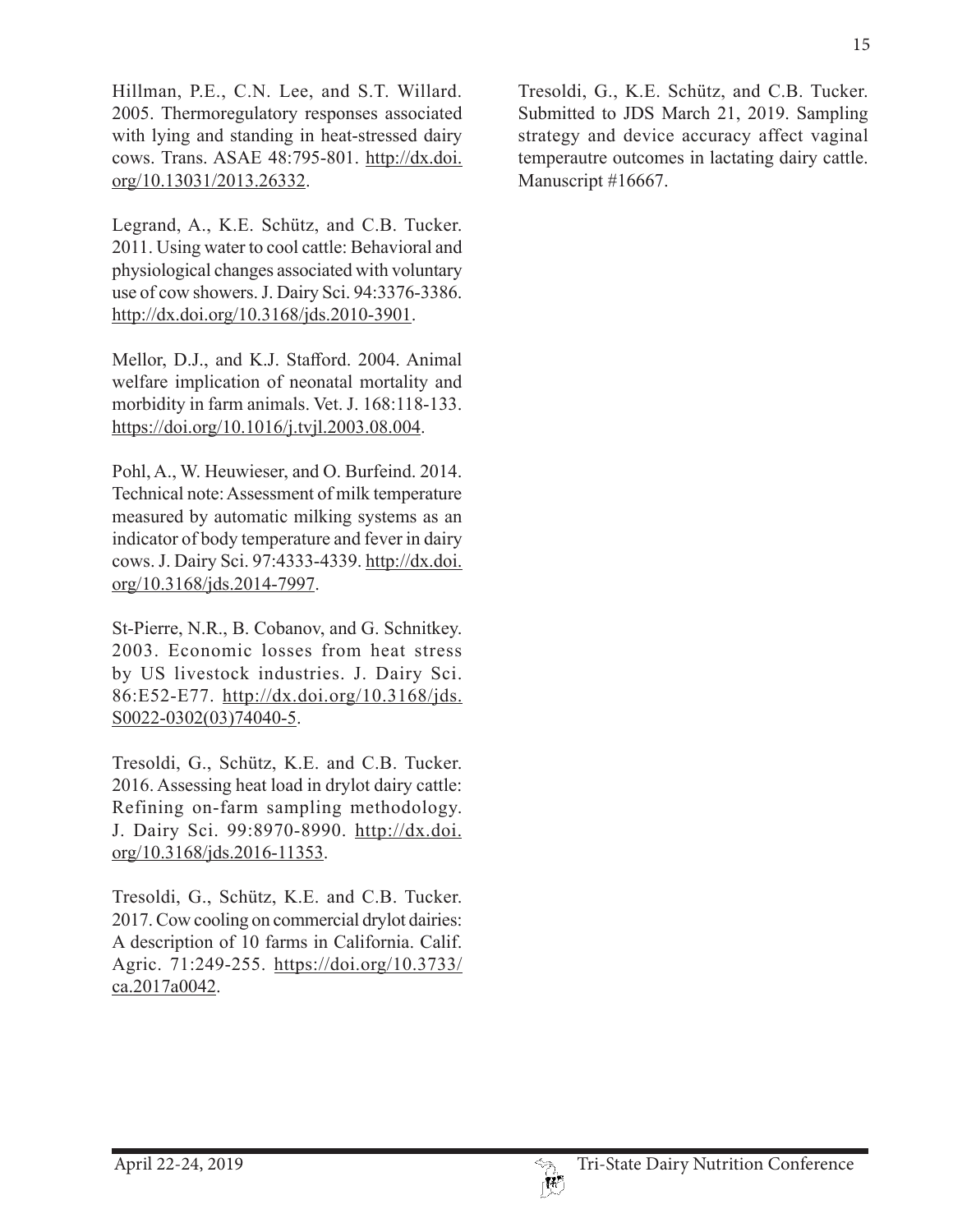Hillman, P.E., C.N. Lee, and S.T. Willard. 2005. Thermoregulatory responses associated with lying and standing in heat-stressed dairy cows. Trans. ASAE 48:795-801. http://dx.doi.org/10.13031/2013.26332.

Legrand, A., K.E. Schütz, and C.B. Tucker. 2011. Using water to cool cattle: Behavioral and physiological changes associated with voluntary use of cow showers. J. Dairy Sci. 94:3376-3386. http://dx.doi.org/10.3168/jds.2010-3901.

Mellor, D.J., and K.J. Stafford. 2004. Animal welfare implication of neonatal mortality and morbidity in farm animals. Vet. J. 168:118-133. https://doi.org/10.1016/j.tvjl.2003.08.004.

Pohl, A., W. Heuwieser, and O. Burfeind. 2014. Technical note: Assessment of milk temperature measured by automatic milking systems as an indicator of body temperature and fever in dairy cows. J. Dairy Sci. 97:4333-4339. http://dx.doi.org/10.3168/jds.2014-7997.

St-Pierre, N.R., B. Cobanov, and G. Schnitkey. 2003. Economic losses from heat stress by US livestock industries. J. Dairy Sci. 86:E52-E77. http://dx.doi.org/10.3168/jds.S0022-0302(03)74040-5.

Tresoldi, G., Schütz, K.E. and C.B. Tucker. 2016. Assessing heat load in drylot dairy cattle: Refining on-farm sampling methodology. J. Dairy Sci. 99:8970-8990. http://dx.doi.org/10.3168/jds.2016-11353.

Tresoldi, G., Schütz, K.E. and C.B. Tucker. 2017. Cow cooling on commercial drylot dairies: A description of 10 farms in California. Calif. Agric. 71:249-255. https://doi.org/10.3733/ca.2017a0042.

Tresoldi, G., K.E. Schütz, and C.B. Tucker. Submitted to JDS March 21, 2019. Sampling strategy and device accuracy affect vaginal temperautre outcomes in lactating dairy cattle. Manuscript #16667.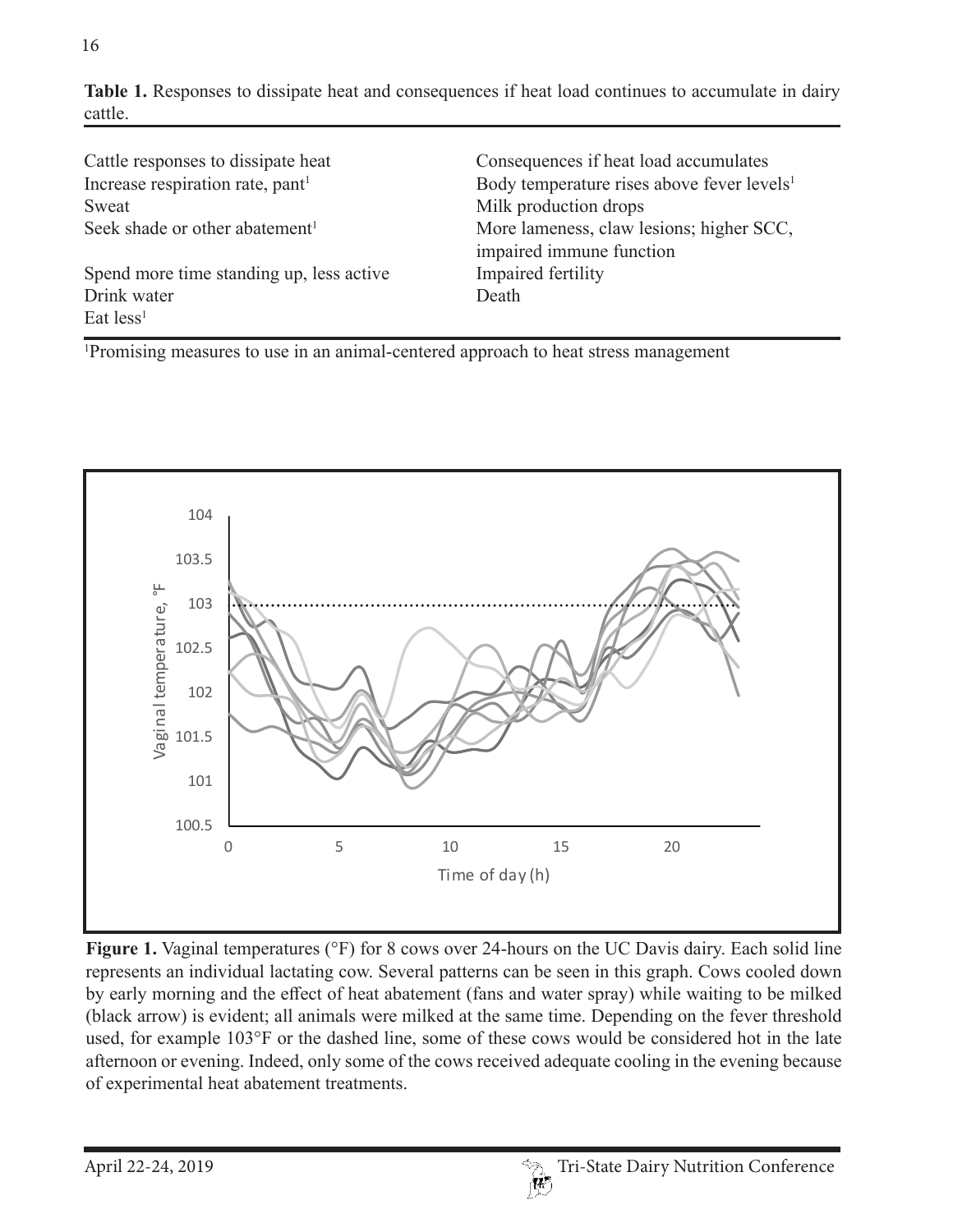**Table 1.** Responses to dissipate heat and consequences if heat load continues to accumulate in dairy cattle.

| Cattle responses to dissipate heat | Consequences if heat load accumulates |
|---|---|
| Increase respiration rate, pant[1] | Body temperature rises above fever levels[1] |
| Sweat | Milk production drops |
| Seek shade or other abatement[1] | More lameness, claw lesions; higher SCC, impaired immune function |
| Spend more time standing up, less active | Impaired fertility |
| Drink water | Death |
| Eat less[1] | |

[1]Promising measures to use in an animal-centered approach to heat stress management

104
103.5
103
102.5
102
101.5
101
100.5
Vaginal temperature, °F
0
5
10
15
20
Time of day (h)

**Figure 1.** Vaginal temperatures (°F) for 8 cows over 24-hours on the UC Davis dairy. Each solid line represents an individual lactating cow. Several patterns can be seen in this graph. Cows cooled down by early morning and the effect of heat abatement (fans and water spray) while waiting to be milked (black arrow) is evident; all animals were milked at the same time. Depending on the fever threshold used, for example 103°F or the dashed line, some of these cows would be considered hot in the late afternoon or evening. Indeed, only some of the cows received adequate cooling in the evening because of experimental heat abatement treatments.